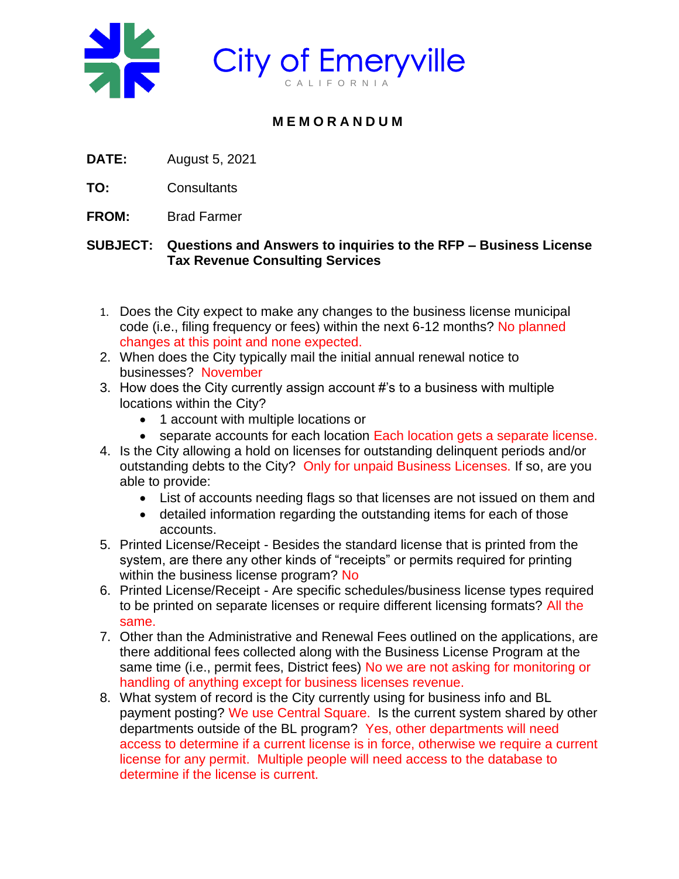# City of Emeryville

CALIFORNIA

## MEMORANDUM

**DATE:** August 5, 2021

**TO:** Consultants

**FROM:** Brad Farmer

**SUBJECT:** **Questions and Answers to inquiries to the RFP – Business License Tax Revenue Consulting Services**

1. Does the City expect to make any changes to the business license municipal code (i.e., filing frequency or fees) within the next 6-12 months? No planned changes at this point and none expected.
2. When does the City typically mail the initial annual renewal notice to businesses? November
3. How does the City currently assign account #'s to a business with multiple locations within the City?
   - 1 account with multiple locations or
   - separate accounts for each location Each location gets a separate license.
4. Is the City allowing a hold on licenses for outstanding delinquent periods and/or outstanding debts to the City? Only for unpaid Business Licenses. If so, are you able to provide:
   - List of accounts needing flags so that licenses are not issued on them and
   - detailed information regarding the outstanding items for each of those accounts.
5. Printed License/Receipt - Besides the standard license that is printed from the system, are there any other kinds of "receipts" or permits required for printing within the business license program? No
6. Printed License/Receipt - Are specific schedules/business license types required to be printed on separate licenses or require different licensing formats? All the same.
7. Other than the Administrative and Renewal Fees outlined on the applications, are there additional fees collected along with the Business License Program at the same time (i.e., permit fees, District fees) No we are not asking for monitoring or handling of anything except for business licenses revenue.
8. What system of record is the City currently using for business info and BL payment posting? We use Central Square. Is the current system shared by other departments outside of the BL program? Yes, other departments will need access to determine if a current license is in force, otherwise we require a current license for any permit. Multiple people will need access to the database to determine if the license is current.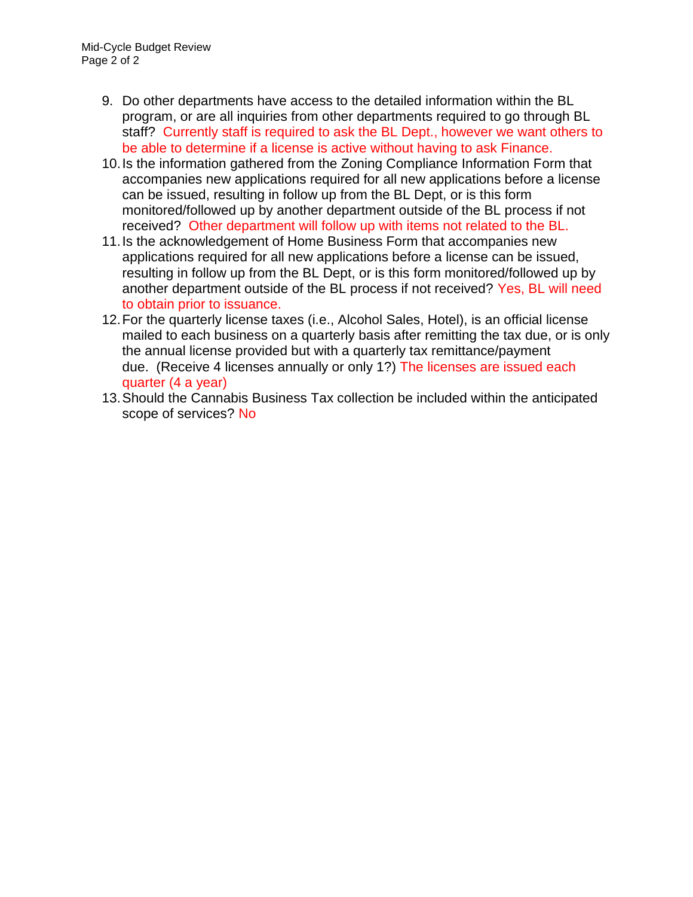9. Do other departments have access to the detailed information within the BL program, or are all inquiries from other departments required to go through BL staff? Currently staff is required to ask the BL Dept., however we want others to be able to determine if a license is active without having to ask Finance.
10. Is the information gathered from the Zoning Compliance Information Form that accompanies new applications required for all new applications before a license can be issued, resulting in follow up from the BL Dept, or is this form monitored/followed up by another department outside of the BL process if not received? Other department will follow up with items not related to the BL.
11. Is the acknowledgement of Home Business Form that accompanies new applications required for all new applications before a license can be issued, resulting in follow up from the BL Dept, or is this form monitored/followed up by another department outside of the BL process if not received? Yes, BL will need to obtain prior to issuance.
12. For the quarterly license taxes (i.e., Alcohol Sales, Hotel), is an official license mailed to each business on a quarterly basis after remitting the tax due, or is only the annual license provided but with a quarterly tax remittance/payment due. (Receive 4 licenses annually or only 1?) The licenses are issued each quarter (4 a year)
13. Should the Cannabis Business Tax collection be included within the anticipated scope of services? No